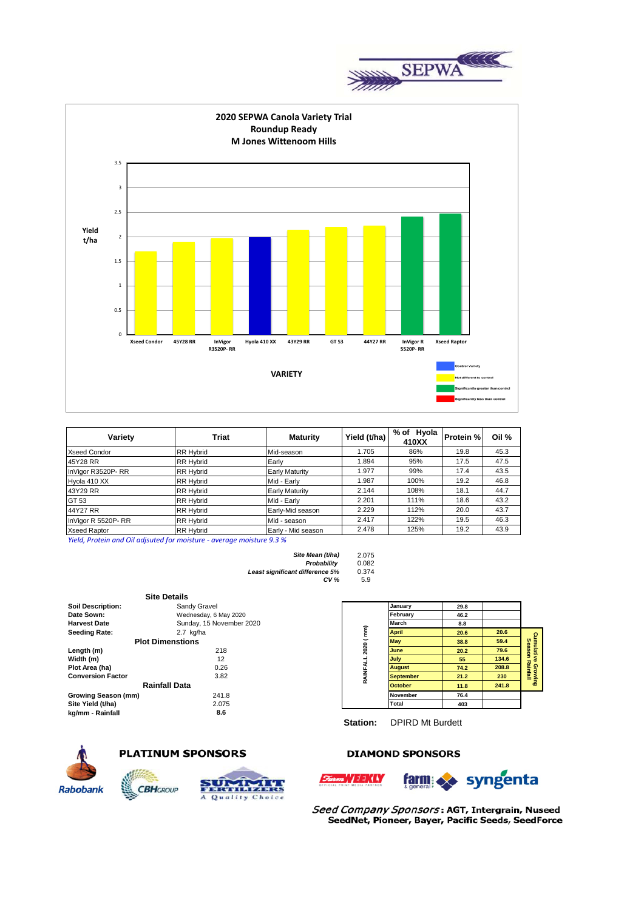SEPWA

# 2020 SEPWA Canola Variety Trial
## Roundup Ready
## M Jones Wittenoom Hills

Yield t/ha

| Variety | Yield (t/ha) |
|---|---|
| Xseed Condor | 1.705 |
| 45Y28 RR | 1.894 |
| InVigor R3520P- RR | 1.977 |
| Hyola 410 XX | 1.987 |
| 43Y29 RR | 2.144 |
| GT 53 | 2.201 |
| 44Y27 RR | 2.229 |
| InVigor R 5520P- RR | 2.417 |
| Xseed Raptor | 2.478 |

VARIETY

Legend: Control Variety; Not different to control; Significantly greater than control; Significantly less than control

| Variety | Triat | Maturity | Yield (t/ha) | % of Hyola 410XX | Protein % | Oil % |
|---|---|---|---|---|---|---|
| Xseed Condor | RR Hybrid | Mid-season | 1.705 | 86% | 19.8 | 45.3 |
| 45Y28 RR | RR Hybrid | Early | 1.894 | 95% | 17.5 | 47.5 |
| InVigor R3520P- RR | RR Hybrid | Early Maturity | 1.977 | 99% | 17.4 | 43.5 |
| Hyola 410 XX | RR Hybrid | Mid - Early | 1.987 | 100% | 19.2 | 46.8 |
| 43Y29 RR | RR Hybrid | Early Maturity | 2.144 | 108% | 18.1 | 44.7 |
| GT 53 | RR Hybrid | Mid - Early | 2.201 | 111% | 18.6 | 43.2 |
| 44Y27 RR | RR Hybrid | Early-Mid season | 2.229 | 112% | 20.0 | 43.7 |
| InVigor R 5520P- RR | RR Hybrid | Mid - season | 2.417 | 122% | 19.5 | 46.3 |
| Xseed Raptor | RR Hybrid | Early - Mid season | 2.478 | 125% | 19.2 | 43.9 |

*Yield, Protein and Oil adjsuted for moisture - average moisture 9.3 %*

| | |
|---|---|
| ***Site Mean (t/ha)*** | 2.075 |
| ***Probability*** | 0.082 |
| ***Least significant difference 5%*** | 0.374 |
| ***CV %*** | 5.9 |

### Site Details

| | |
|---|---|
| **Soil Description:** | Sandy Gravel |
| **Date Sown:** | Wednesday, 6 May 2020 |
| **Harvest Date** | Sunday, 15 November 2020 |
| **Seeding Rate:** | 2.7 kg/ha |

### Plot Dimenstions

| | |
|---|---|
| **Length (m)** | 218 |
| **Width (m)** | 12 |
| **Plot Area (ha)** | 0.26 |
| **Conversion Factor** | 3.82 |

### Rainfall Data

| | |
|---|---|
| **Growing Season (mm)** | 241.8 |
| **Site Yield (t/ha)** | 2.075 |
| **kg/mm - Rainfall** | **8.6** |

RAINFALL 2020 ( mm)

| Month | Rainfall | Cumulative Growing Season Rainfall |
|---|---|---|
| January | 29.8 | |
| February | 46.2 | |
| March | 8.8 | |
| April | 20.6 | 20.6 |
| May | 38.8 | 59.4 |
| June | 20.2 | 79.6 |
| July | 55 | 134.6 |
| August | 74.2 | 208.8 |
| September | 21.2 | 230 |
| October | 11.8 | 241.8 |
| November | 76.4 | |
| Total | 403 | |

**Station:** DPIRD Mt Burdett

**PLATINUM SPONSORS**

Rabobank, CBH Group, Summit Fertilizers – A Quality Choice

**DIAMOND SPONSORS**

Farm Weekly, farm & general, syngenta

*Seed Company Sponsors*: **AGT, Intergrain, Nuseed SeedNet, Pioneer, Bayer, Pacific Seeds, SeedForce**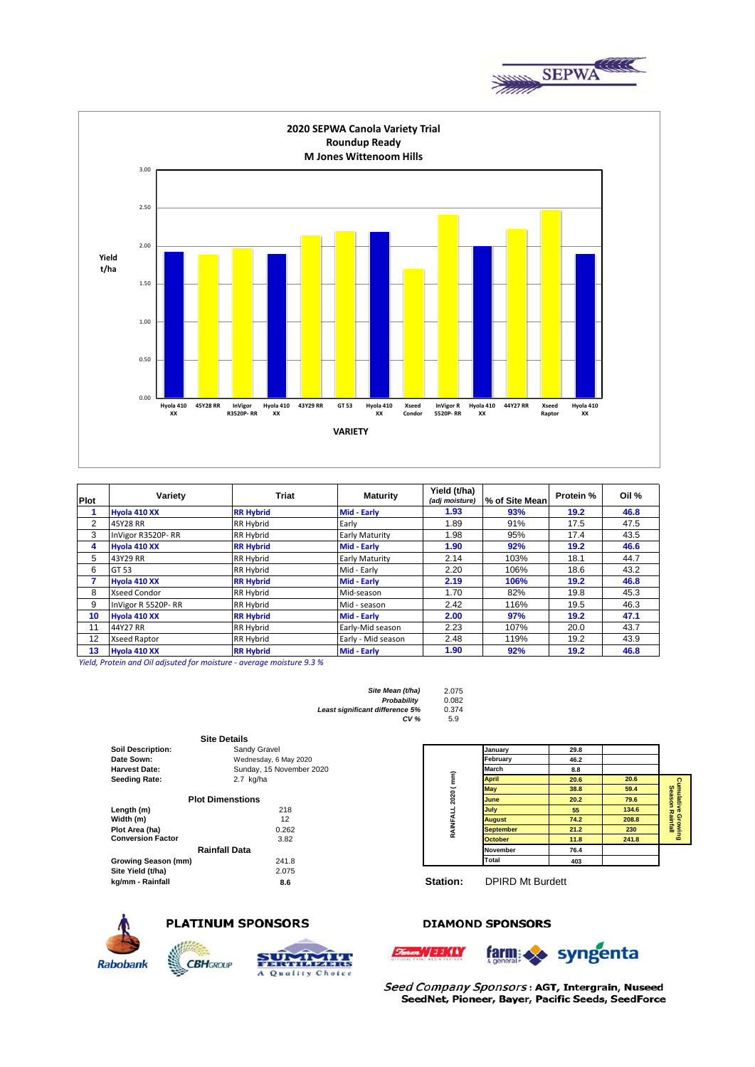SEPWA

## 2020 SEPWA Canola Variety Trial
### Roundup Ready
### M Jones Wittenoom Hills

Yield t/ha

VARIETY

| Plot | Variety | Triat | Maturity | Yield (t/ha) (adj moisture) | % of Site Mean | Protein % | Oil % |
|---|---|---|---|---|---|---|---|
| **1** | **Hyola 410 XX** | **RR Hybrid** | **Mid - Early** | **1.93** | **93%** | **19.2** | **46.8** |
| 2 | 45Y28 RR | RR Hybrid | Early | 1.89 | 91% | 17.5 | 47.5 |
| 3 | InVigor R3520P- RR | RR Hybrid | Early Maturity | 1.98 | 95% | 17.4 | 43.5 |
| **4** | **Hyola 410 XX** | **RR Hybrid** | **Mid - Early** | **1.90** | **92%** | **19.2** | **46.6** |
| 5 | 43Y29 RR | RR Hybrid | Early Maturity | 2.14 | 103% | 18.1 | 44.7 |
| 6 | GT 53 | RR Hybrid | Mid - Early | 2.20 | 106% | 18.6 | 43.2 |
| **7** | **Hyola 410 XX** | **RR Hybrid** | **Mid - Early** | **2.19** | **106%** | **19.2** | **46.8** |
| 8 | Xseed Condor | RR Hybrid | Mid-season | 1.70 | 82% | 19.8 | 45.3 |
| 9 | InVigor R 5520P- RR | RR Hybrid | Mid - season | 2.42 | 116% | 19.5 | 46.3 |
| **10** | **Hyola 410 XX** | **RR Hybrid** | **Mid - Early** | **2.00** | **97%** | **19.2** | **47.1** |
| 11 | 44Y27 RR | RR Hybrid | Early-Mid season | 2.23 | 107% | 20.0 | 43.7 |
| 12 | Xseed Raptor | RR Hybrid | Early - Mid season | 2.48 | 119% | 19.2 | 43.9 |
| **13** | **Hyola 410 XX** | **RR Hybrid** | **Mid - Early** | **1.90** | **92%** | **19.2** | **46.8** |

*Yield, Protein and Oil adjsuted for moisture - average moisture 9.3 %*

| | |
|---|---|
| *Site Mean (t/ha)* | 2.075 |
| *Probability* | 0.082 |
| *Least significant difference 5%* | 0.374 |
| *CV %* | 5.9 |

### Site Details

| | |
|---|---|
| **Soil Description:** | Sandy Gravel |
| **Date Sown:** | Wednesday, 6 May 2020 |
| **Harvest Date:** | Sunday, 15 November 2020 |
| **Seeding Rate:** | 2.7 kg/ha |

### Plot Dimenstions

| | |
|---|---|
| **Length (m)** | 218 |
| **Width (m)** | 12 |
| **Plot Area (ha)** | 0.262 |
| **Conversion Factor** | 3.82 |

### Rainfall Data

| | |
|---|---|
| **Growing Season (mm)** | 241.8 |
| **Site Yield (t/ha)** | 2.075 |
| **kg/mm - Rainfall** | **8.6** |

RAINFALL 2020 ( mm)

| Month | Rainfall | Cumulative Growing Season Rainfall |
|---|---|---|
| January | 29.8 | |
| February | 46.2 | |
| March | 8.8 | |
| April | 20.6 | 20.6 |
| May | 38.8 | 59.4 |
| June | 20.2 | 79.6 |
| July | 55 | 134.6 |
| August | 74.2 | 208.8 |
| September | 21.2 | 230 |
| October | 11.8 | 241.8 |
| November | 76.4 | |
| Total | 403 | |

**Station:** DPIRD Mt Burdett

**PLATINUM SPONSORS**

Rabobank, CBH GROUP, SUMMIT FERTILIZERS A Quality Choice

**DIAMOND SPONSORS**

Farm WEEKLY, farm & general, syngenta

*Seed Company Sponsors* : **AGT, Intergrain, Nuseed SeedNet, Pioneer, Bayer, Pacific Seeds, SeedForce**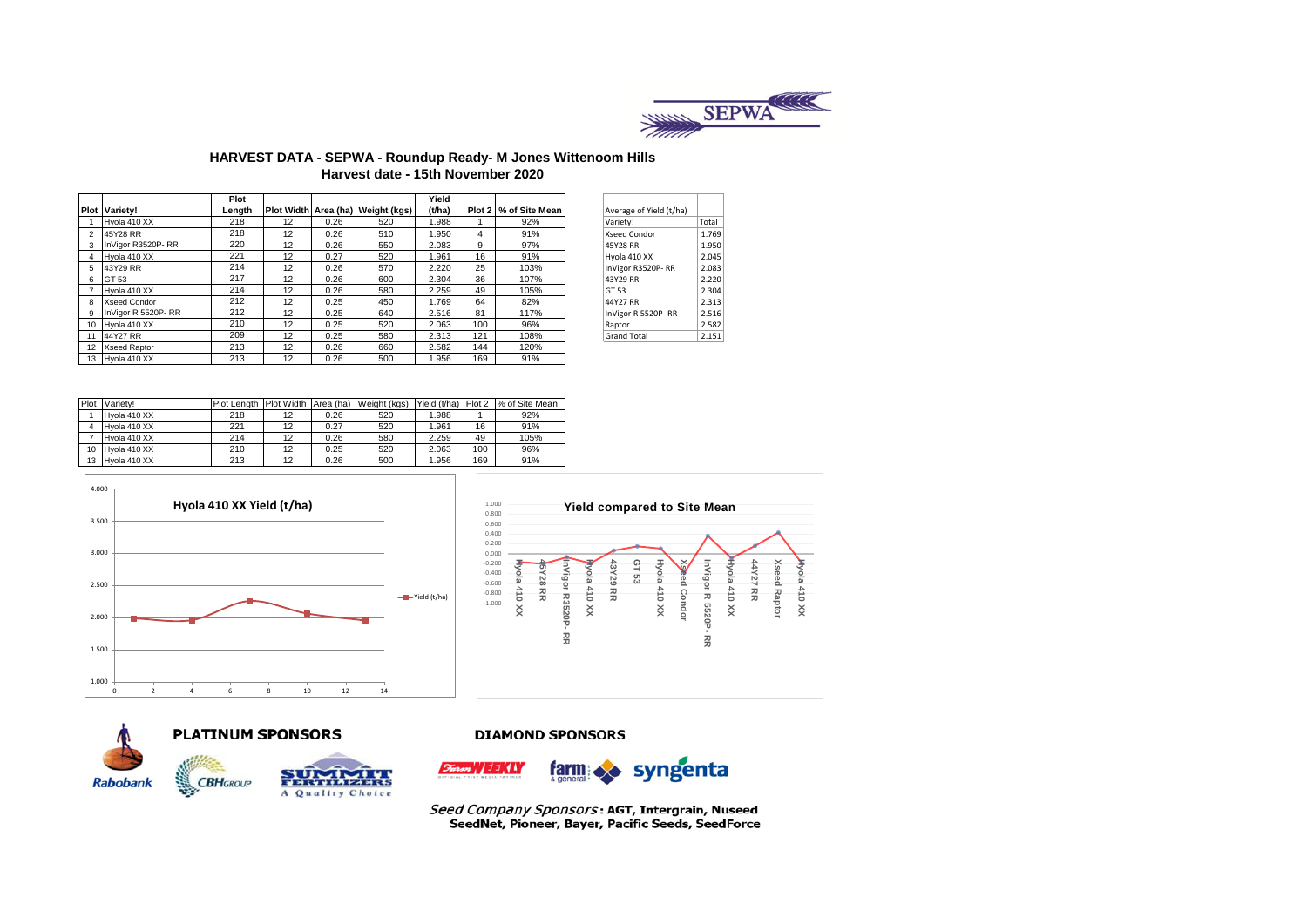SEPWA

## HARVEST DATA - SEPWA - Roundup Ready- M Jones Wittenoom Hills
## Harvest date - 15th November 2020

| Plot | Variety! | Plot Length | Plot Width | Area (ha) | Weight (kgs) | Yield (t/ha) | Plot 2 | % of Site Mean |
|---|---|---|---|---|---|---|---|---|
| 1 | Hyola 410 XX | 218 | 12 | 0.26 | 520 | 1.988 | 1 | 92% |
| 2 | 45Y28 RR | 218 | 12 | 0.26 | 510 | 1.950 | 4 | 91% |
| 3 | InVigor R3520P- RR | 220 | 12 | 0.26 | 550 | 2.083 | 9 | 97% |
| 4 | Hyola 410 XX | 221 | 12 | 0.27 | 520 | 1.961 | 16 | 91% |
| 5 | 43Y29 RR | 214 | 12 | 0.26 | 570 | 2.220 | 25 | 103% |
| 6 | GT 53 | 217 | 12 | 0.26 | 600 | 2.304 | 36 | 107% |
| 7 | Hyola 410 XX | 214 | 12 | 0.26 | 580 | 2.259 | 49 | 105% |
| 8 | Xseed Condor | 212 | 12 | 0.25 | 450 | 1.769 | 64 | 82% |
| 9 | InVigor R 5520P- RR | 212 | 12 | 0.25 | 640 | 2.516 | 81 | 117% |
| 10 | Hyola 410 XX | 210 | 12 | 0.25 | 520 | 2.063 | 100 | 96% |
| 11 | 44Y27 RR | 209 | 12 | 0.25 | 580 | 2.313 | 121 | 108% |
| 12 | Xseed Raptor | 213 | 12 | 0.26 | 660 | 2.582 | 144 | 120% |
| 13 | Hyola 410 XX | 213 | 12 | 0.26 | 500 | 1.956 | 169 | 91% |

| Average of Yield (t/ha) | |
|---|---|
| Variety! | Total |
| Xseed Condor | 1.769 |
| 45Y28 RR | 1.950 |
| Hyola 410 XX | 2.045 |
| InVigor R3520P- RR | 2.083 |
| 43Y29 RR | 2.220 |
| GT 53 | 2.304 |
| 44Y27 RR | 2.313 |
| InVigor R 5520P- RR | 2.516 |
| Raptor | 2.582 |
| Grand Total | 2.151 |

| Plot | Variety! | Plot Length | Plot Width | Area (ha) | Weight (kgs) | Yield (t/ha) | Plot 2 | % of Site Mean |
|---|---|---|---|---|---|---|---|---|
| 1 | Hyola 410 XX | 218 | 12 | 0.26 | 520 | 1.988 | 1 | 92% |
| 4 | Hyola 410 XX | 221 | 12 | 0.27 | 520 | 1.961 | 16 | 91% |
| 7 | Hyola 410 XX | 214 | 12 | 0.26 | 580 | 2.259 | 49 | 105% |
| 10 | Hyola 410 XX | 210 | 12 | 0.25 | 520 | 2.063 | 100 | 96% |
| 13 | Hyola 410 XX | 213 | 12 | 0.26 | 500 | 1.956 | 169 | 91% |

Hyola 410 XX Yield (t/ha)

4.000
3.500
3.000
2.500
2.000
1.500
1.000

0 2 4 6 8 10 12 14

Yield (t/ha)

Yield compared to Site Mean

1.000
0.800
0.600
0.400
0.200
0.000
-0.200
-0.400
-0.600
-0.800
-1.000

Hyola 410 XX, 45Y28 RR, InVigor R3520P- RR, Hyola 410 XX, 43Y29 RR, GT 53, Hyola 410 XX, Xseed Condor, InVigor R 5520P- RR, Hyola 410 XX, 44Y27 RR, Xseed Raptor, Hyola 410 XX

**PLATINUM SPONSORS**

Rabobank, CBH GROUP, SUMMIT FERTILIZERS A Quality Choice

**DIAMOND SPONSORS**

Farm WEEKLY, farm & general, syngenta

*Seed Company Sponsors*: **AGT, Intergrain, Nuseed SeedNet, Pioneer, Bayer, Pacific Seeds, SeedForce**